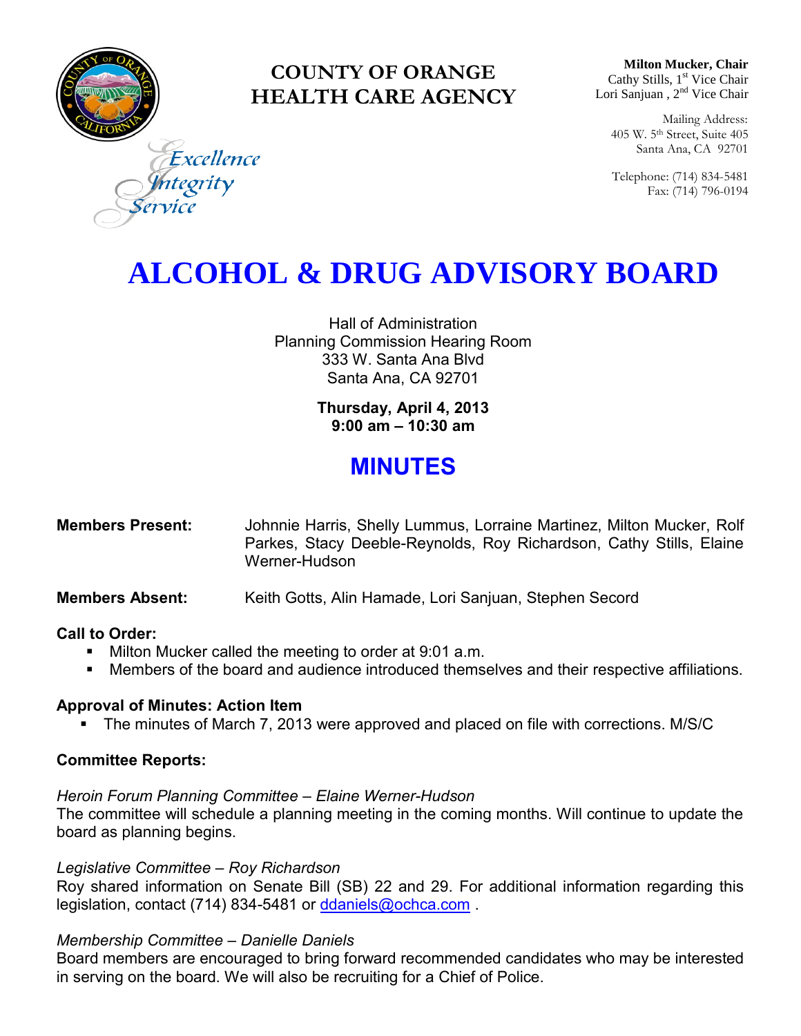# COUNTY OF ORANGE
# HEALTH CARE AGENCY

Excellence
Integrity
Service

**Milton Mucker, Chair**
Cathy Stills, 1st Vice Chair
Lori Sanjuan , 2nd Vice Chair

Mailing Address:
405 W. 5th Street, Suite 405
Santa Ana, CA 92701

Telephone: (714) 834-5481
Fax: (714) 796-0194

# ALCOHOL & DRUG ADVISORY BOARD

Hall of Administration
Planning Commission Hearing Room
333 W. Santa Ana Blvd
Santa Ana, CA 92701

**Thursday, April 4, 2013**
**9:00 am – 10:30 am**

## MINUTES

**Members Present:** Johnnie Harris, Shelly Lummus, Lorraine Martinez, Milton Mucker, Rolf Parkes, Stacy Deeble-Reynolds, Roy Richardson, Cathy Stills, Elaine Werner-Hudson

**Members Absent:** Keith Gotts, Alin Hamade, Lori Sanjuan, Stephen Secord

### Call to Order:

- Milton Mucker called the meeting to order at 9:01 a.m.
- Members of the board and audience introduced themselves and their respective affiliations.

### Approval of Minutes: Action Item

- The minutes of March 7, 2013 were approved and placed on file with corrections. M/S/C

### Committee Reports:

*Heroin Forum Planning Committee – Elaine Werner-Hudson*
The committee will schedule a planning meeting in the coming months. Will continue to update the board as planning begins.

*Legislative Committee – Roy Richardson*
Roy shared information on Senate Bill (SB) 22 and 29. For additional information regarding this legislation, contact (714) 834-5481 or ddaniels@ochca.com .

*Membership Committee – Danielle Daniels*
Board members are encouraged to bring forward recommended candidates who may be interested in serving on the board. We will also be recruiting for a Chief of Police.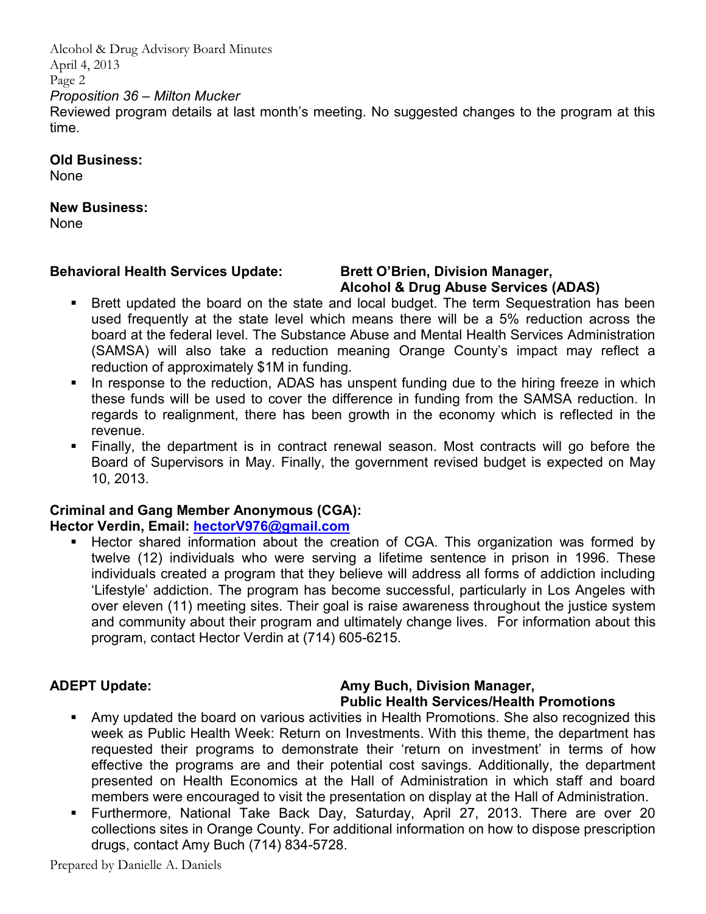*Proposition 36 – Milton Mucker*

Reviewed program details at last month's meeting. No suggested changes to the program at this time.

**Old Business:**
None

**New Business:**
None

**Behavioral Health Services Update:** **Brett O'Brien, Division Manager, Alcohol & Drug Abuse Services (ADAS)**

- Brett updated the board on the state and local budget. The term Sequestration has been used frequently at the state level which means there will be a 5% reduction across the board at the federal level. The Substance Abuse and Mental Health Services Administration (SAMSA) will also take a reduction meaning Orange County's impact may reflect a reduction of approximately $1M in funding.
- In response to the reduction, ADAS has unspent funding due to the hiring freeze in which these funds will be used to cover the difference in funding from the SAMSA reduction. In regards to realignment, there has been growth in the economy which is reflected in the revenue.
- Finally, the department is in contract renewal season. Most contracts will go before the Board of Supervisors in May. Finally, the government revised budget is expected on May 10, 2013.

**Criminal and Gang Member Anonymous (CGA):**
**Hector Verdin, Email: hectorV976@gmail.com**

- Hector shared information about the creation of CGA. This organization was formed by twelve (12) individuals who were serving a lifetime sentence in prison in 1996. These individuals created a program that they believe will address all forms of addiction including 'Lifestyle' addiction. The program has become successful, particularly in Los Angeles with over eleven (11) meeting sites. Their goal is raise awareness throughout the justice system and community about their program and ultimately change lives. For information about this program, contact Hector Verdin at (714) 605-6215.

**ADEPT Update:** **Amy Buch, Division Manager, Public Health Services/Health Promotions**

- Amy updated the board on various activities in Health Promotions. She also recognized this week as Public Health Week: Return on Investments. With this theme, the department has requested their programs to demonstrate their 'return on investment' in terms of how effective the programs are and their potential cost savings. Additionally, the department presented on Health Economics at the Hall of Administration in which staff and board members were encouraged to visit the presentation on display at the Hall of Administration.
- Furthermore, National Take Back Day, Saturday, April 27, 2013. There are over 20 collections sites in Orange County. For additional information on how to dispose prescription drugs, contact Amy Buch (714) 834-5728.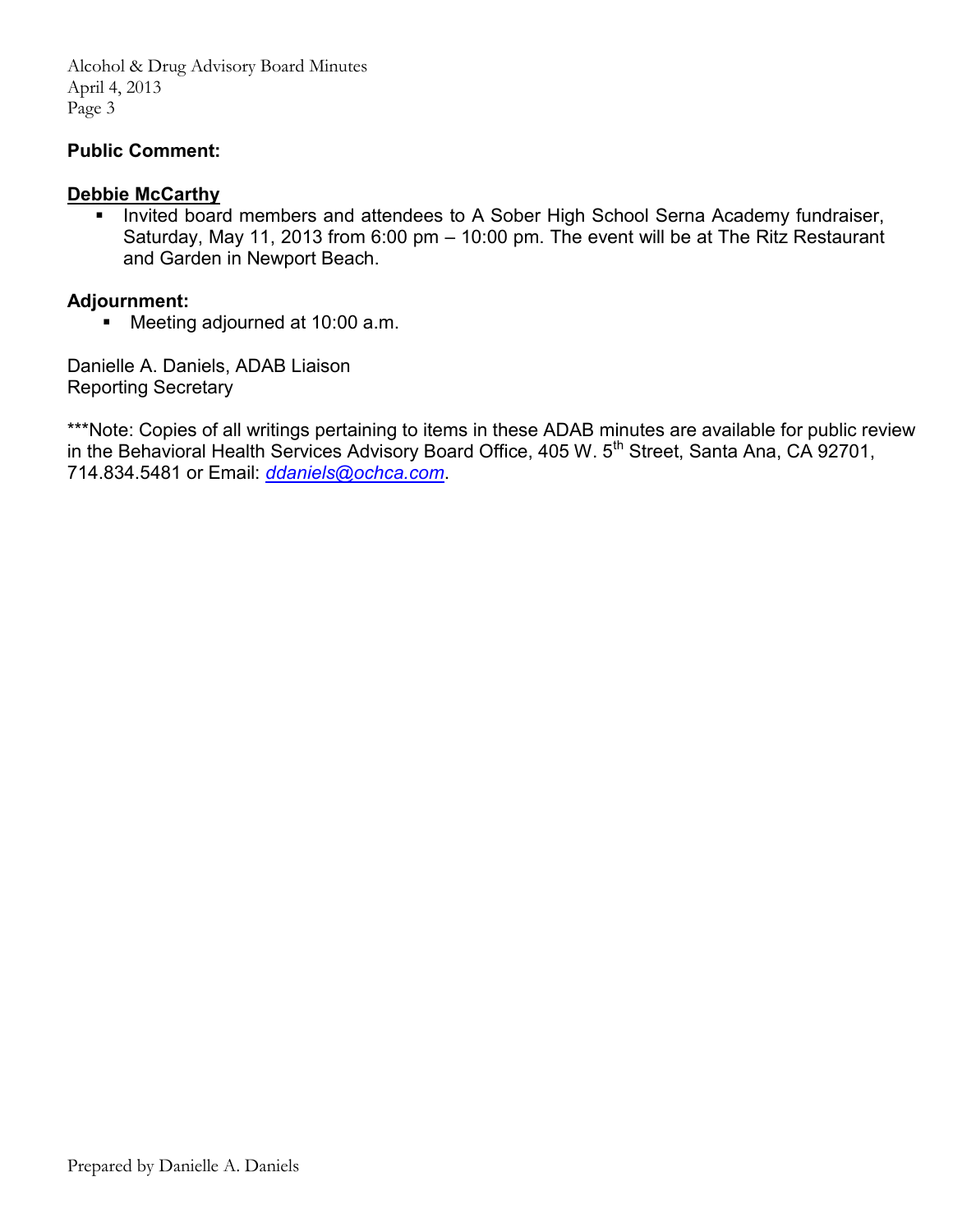**Public Comment:**

**Debbie McCarthy**

- Invited board members and attendees to A Sober High School Serna Academy fundraiser, Saturday, May 11, 2013 from 6:00 pm – 10:00 pm. The event will be at The Ritz Restaurant and Garden in Newport Beach.

**Adjournment:**

- Meeting adjourned at 10:00 a.m.

Danielle A. Daniels, ADAB Liaison
Reporting Secretary

***Note: Copies of all writings pertaining to items in these ADAB minutes are available for public review in the Behavioral Health Services Advisory Board Office, 405 W. 5th Street, Santa Ana, CA 92701, 714.834.5481 or Email: *ddaniels@ochca.com*.

Prepared by Danielle A. Daniels